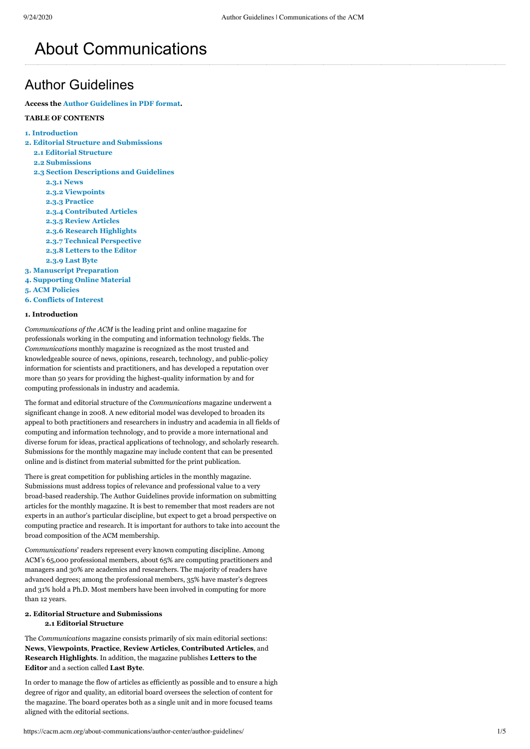# About Communications

## Author Guidelines

**Access the Author Guidelines in PDF format.**

**TABLE OF CONTENTS**

- **1. Introduction**
- **2. Editorial Structure and Submissions**
  - **2.1 Editorial Structure**
  - **2.2 Submissions**
  - **2.3 Section Descriptions and Guidelines**
    - **2.3.1 News**
    - **2.3.2 Viewpoints**
    - **2.3.3 Practice**
    - **2.3.4 Contributed Articles**
    - **2.3.5 Review Articles**
    - **2.3.6 Research Highlights**
    - **2.3.7 Technical Perspective**
    - **2.3.8 Letters to the Editor**
    - **2.3.9 Last Byte**
- **3. Manuscript Preparation**
- **4. Supporting Online Material**
- **5. ACM Policies**
- **6. Conflicts of Interest**

**1. Introduction**

*Communications of the ACM* is the leading print and online magazine for professionals working in the computing and information technology fields. The *Communications* monthly magazine is recognized as the most trusted and knowledgeable source of news, opinions, research, technology, and public-policy information for scientists and practitioners, and has developed a reputation over more than 50 years for providing the highest-quality information by and for computing professionals in industry and academia.

The format and editorial structure of the *Communications* magazine underwent a significant change in 2008. A new editorial model was developed to broaden its appeal to both practitioners and researchers in industry and academia in all fields of computing and information technology, and to provide a more international and diverse forum for ideas, practical applications of technology, and scholarly research. Submissions for the monthly magazine may include content that can be presented online and is distinct from material submitted for the print publication.

There is great competition for publishing articles in the monthly magazine. Submissions must address topics of relevance and professional value to a very broad-based readership. The Author Guidelines provide information on submitting articles for the monthly magazine. It is best to remember that most readers are not experts in an author's particular discipline, but expect to get a broad perspective on computing practice and research. It is important for authors to take into account the broad composition of the ACM membership.

*Communications*' readers represent every known computing discipline. Among ACM's 65,000 professional members, about 65% are computing practitioners and managers and 30% are academics and researchers. The majority of readers have advanced degrees; among the professional members, 35% have master's degrees and 31% hold a Ph.D. Most members have been involved in computing for more than 12 years.

**2. Editorial Structure and Submissions**

**2.1 Editorial Structure**

The *Communications* magazine consists primarily of six main editorial sections: **News**, **Viewpoints**, **Practice**, **Review Articles**, **Contributed Articles**, and **Research Highlights**. In addition, the magazine publishes **Letters to the Editor** and a section called **Last Byte**.

In order to manage the flow of articles as efficiently as possible and to ensure a high degree of rigor and quality, an editorial board oversees the selection of content for the magazine. The board operates both as a single unit and in more focused teams aligned with the editorial sections.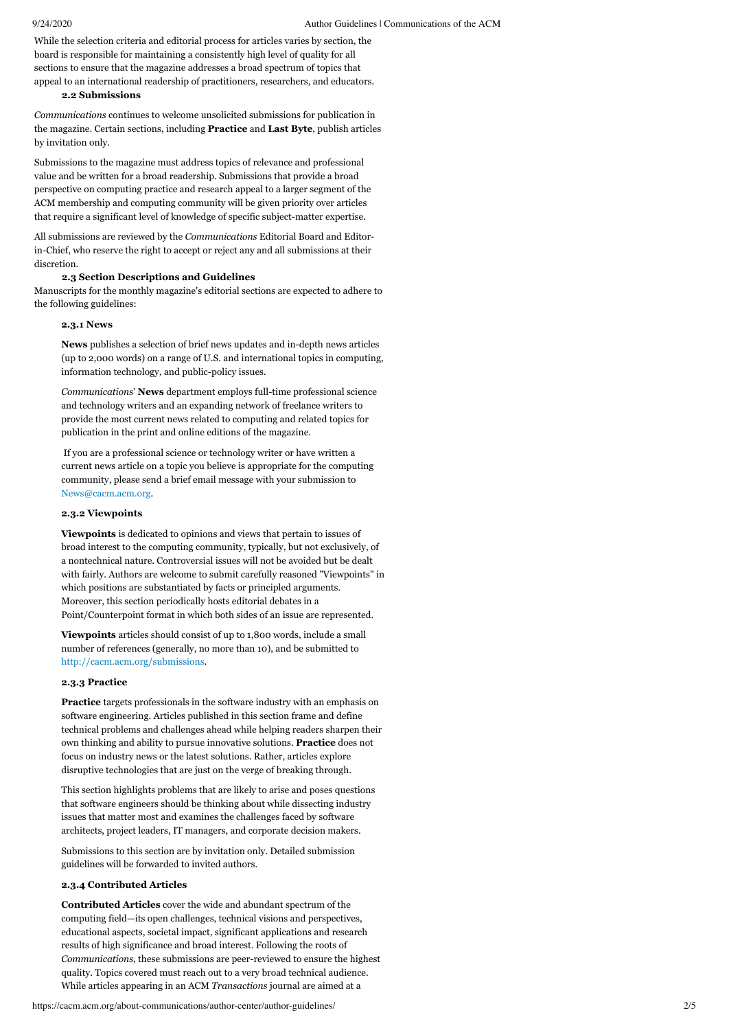While the selection criteria and editorial process for articles varies by section, the board is responsible for maintaining a consistently high level of quality for all sections to ensure that the magazine addresses a broad spectrum of topics that appeal to an international readership of practitioners, researchers, and educators.

### 2.2 Submissions

*Communications* continues to welcome unsolicited submissions for publication in the magazine. Certain sections, including **Practice** and **Last Byte**, publish articles by invitation only.

Submissions to the magazine must address topics of relevance and professional value and be written for a broad readership. Submissions that provide a broad perspective on computing practice and research appeal to a larger segment of the ACM membership and computing community will be given priority over articles that require a significant level of knowledge of specific subject-matter expertise.

All submissions are reviewed by the *Communications* Editorial Board and Editor-in-Chief, who reserve the right to accept or reject any and all submissions at their discretion.

### 2.3 Section Descriptions and Guidelines

Manuscripts for the monthly magazine's editorial sections are expected to adhere to the following guidelines:

#### 2.3.1 News

**News** publishes a selection of brief news updates and in-depth news articles (up to 2,000 words) on a range of U.S. and international topics in computing, information technology, and public-policy issues.

*Communications*' **News** department employs full-time professional science and technology writers and an expanding network of freelance writers to provide the most current news related to computing and related topics for publication in the print and online editions of the magazine.

If you are a professional science or technology writer or have written a current news article on a topic you believe is appropriate for the computing community, please send a brief email message with your submission to News@cacm.acm.org.

#### 2.3.2 Viewpoints

**Viewpoints** is dedicated to opinions and views that pertain to issues of broad interest to the computing community, typically, but not exclusively, of a nontechnical nature. Controversial issues will not be avoided but be dealt with fairly. Authors are welcome to submit carefully reasoned "Viewpoints" in which positions are substantiated by facts or principled arguments. Moreover, this section periodically hosts editorial debates in a Point/Counterpoint format in which both sides of an issue are represented.

**Viewpoints** articles should consist of up to 1,800 words, include a small number of references (generally, no more than 10), and be submitted to http://cacm.acm.org/submissions.

#### 2.3.3 Practice

**Practice** targets professionals in the software industry with an emphasis on software engineering. Articles published in this section frame and define technical problems and challenges ahead while helping readers sharpen their own thinking and ability to pursue innovative solutions. **Practice** does not focus on industry news or the latest solutions. Rather, articles explore disruptive technologies that are just on the verge of breaking through.

This section highlights problems that are likely to arise and poses questions that software engineers should be thinking about while dissecting industry issues that matter most and examines the challenges faced by software architects, project leaders, IT managers, and corporate decision makers.

Submissions to this section are by invitation only. Detailed submission guidelines will be forwarded to invited authors.

#### 2.3.4 Contributed Articles

**Contributed Articles** cover the wide and abundant spectrum of the computing field—its open challenges, technical visions and perspectives, educational aspects, societal impact, significant applications and research results of high significance and broad interest. Following the roots of *Communications*, these submissions are peer-reviewed to ensure the highest quality. Topics covered must reach out to a very broad technical audience. While articles appearing in an ACM *Transactions* journal are aimed at a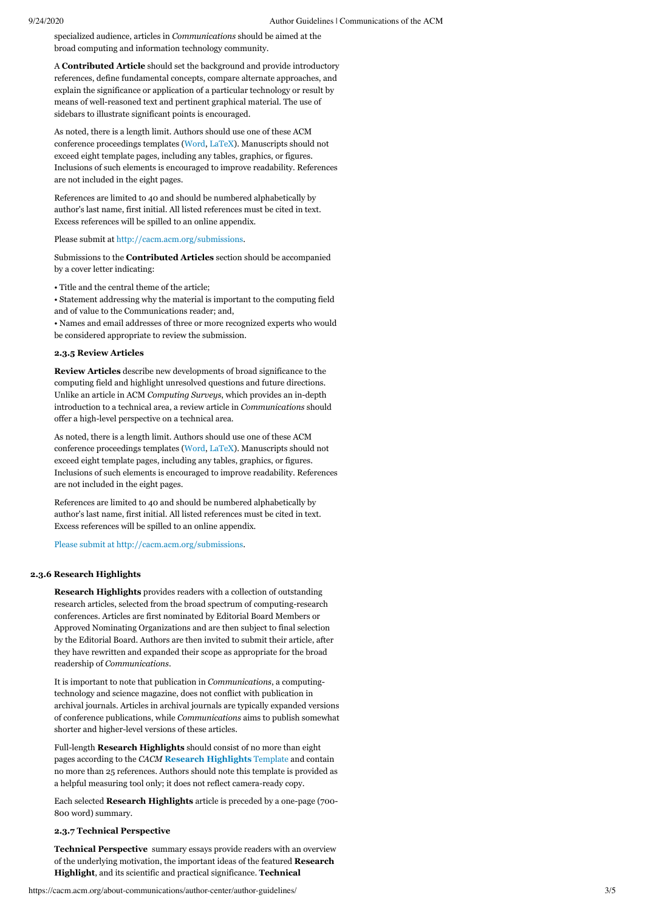specialized audience, articles in *Communications* should be aimed at the broad computing and information technology community.

A **Contributed Article** should set the background and provide introductory references, define fundamental concepts, compare alternate approaches, and explain the significance or application of a particular technology or result by means of well-reasoned text and pertinent graphical material. The use of sidebars to illustrate significant points is encouraged.

As noted, there is a length limit. Authors should use one of these ACM conference proceedings templates (Word, LaTeX). Manuscripts should not exceed eight template pages, including any tables, graphics, or figures. Inclusions of such elements is encouraged to improve readability. References are not included in the eight pages.

References are limited to 40 and should be numbered alphabetically by author's last name, first initial. All listed references must be cited in text. Excess references will be spilled to an online appendix.

Please submit at http://cacm.acm.org/submissions.

Submissions to the **Contributed Articles** section should be accompanied by a cover letter indicating:

- Title and the central theme of the article;
- Statement addressing why the material is important to the computing field and of value to the Communications reader; and,
- Names and email addresses of three or more recognized experts who would be considered appropriate to review the submission.

#### 2.3.5 Review Articles

**Review Articles** describe new developments of broad significance to the computing field and highlight unresolved questions and future directions. Unlike an article in ACM *Computing Surveys*, which provides an in-depth introduction to a technical area, a review article in *Communications* should offer a high-level perspective on a technical area.

As noted, there is a length limit. Authors should use one of these ACM conference proceedings templates (Word, LaTeX). Manuscripts should not exceed eight template pages, including any tables, graphics, or figures. Inclusions of such elements is encouraged to improve readability. References are not included in the eight pages.

References are limited to 40 and should be numbered alphabetically by author's last name, first initial. All listed references must be cited in text. Excess references will be spilled to an online appendix.

Please submit at http://cacm.acm.org/submissions.

#### 2.3.6 Research Highlights

**Research Highlights** provides readers with a collection of outstanding research articles, selected from the broad spectrum of computing-research conferences. Articles are first nominated by Editorial Board Members or Approved Nominating Organizations and are then subject to final selection by the Editorial Board. Authors are then invited to submit their article, after they have rewritten and expanded their scope as appropriate for the broad readership of *Communications*.

It is important to note that publication in *Communications*, a computing-technology and science magazine, does not conflict with publication in archival journals. Articles in archival journals are typically expanded versions of conference publications, while *Communications* aims to publish somewhat shorter and higher-level versions of these articles.

Full-length **Research Highlights** should consist of no more than eight pages according to the *CACM* **Research Highlights** Template and contain no more than 25 references. Authors should note this template is provided as a helpful measuring tool only; it does not reflect camera-ready copy.

Each selected **Research Highlights** article is preceded by a one-page (700-800 word) summary.

#### 2.3.7 Technical Perspective

**Technical Perspective** summary essays provide readers with an overview of the underlying motivation, the important ideas of the featured **Research Highlight**, and its scientific and practical significance. **Technical**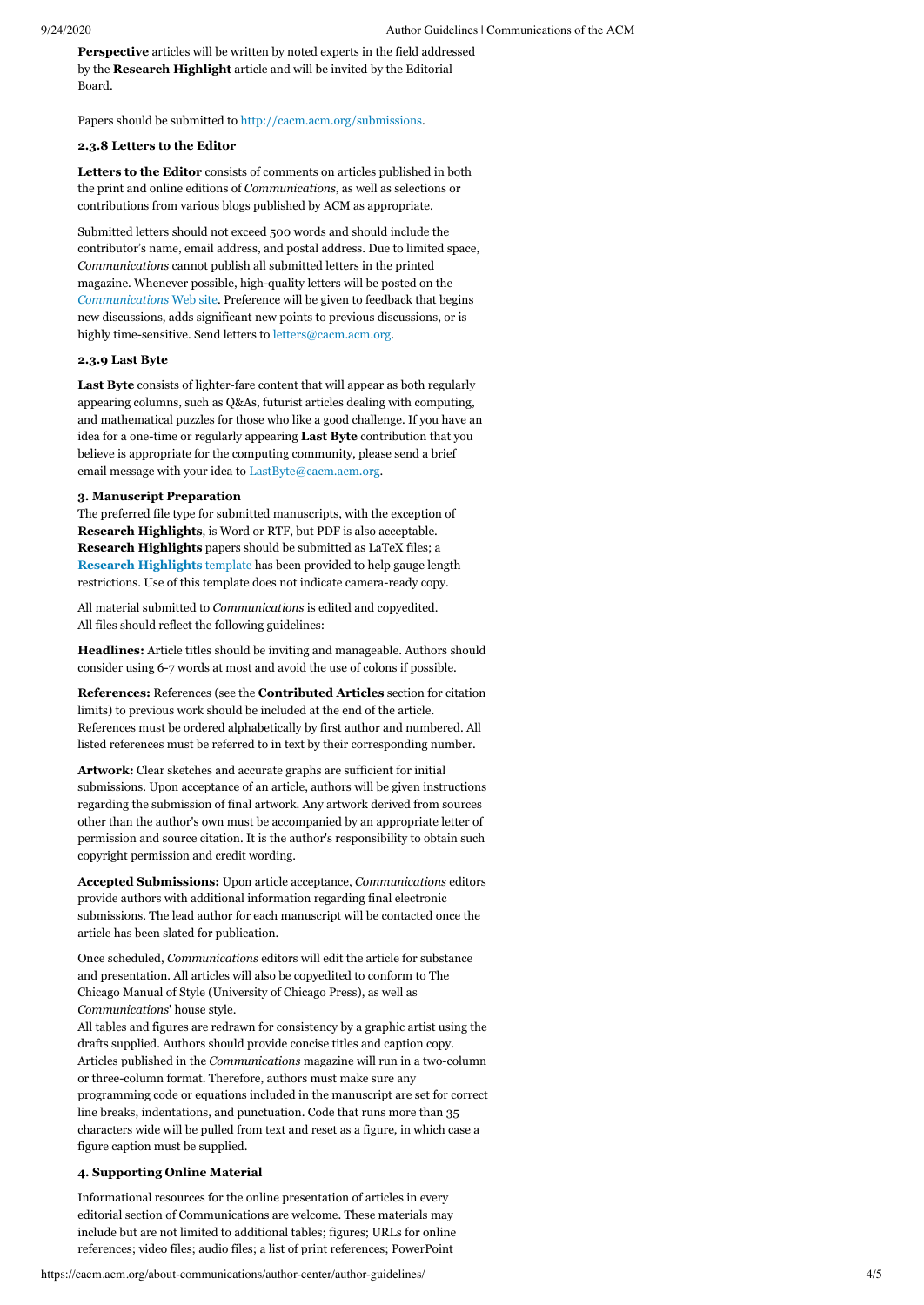**Perspective** articles will be written by noted experts in the field addressed by the **Research Highlight** article and will be invited by the Editorial Board.

Papers should be submitted to http://cacm.acm.org/submissions.

### 2.3.8 Letters to the Editor

**Letters to the Editor** consists of comments on articles published in both the print and online editions of *Communications*, as well as selections or contributions from various blogs published by ACM as appropriate.

Submitted letters should not exceed 500 words and should include the contributor's name, email address, and postal address. Due to limited space, *Communications* cannot publish all submitted letters in the printed magazine. Whenever possible, high-quality letters will be posted on the *Communications* Web site. Preference will be given to feedback that begins new discussions, adds significant new points to previous discussions, or is highly time-sensitive. Send letters to letters@cacm.acm.org.

### 2.3.9 Last Byte

**Last Byte** consists of lighter-fare content that will appear as both regularly appearing columns, such as Q&As, futurist articles dealing with computing, and mathematical puzzles for those who like a good challenge. If you have an idea for a one-time or regularly appearing **Last Byte** contribution that you believe is appropriate for the computing community, please send a brief email message with your idea to LastByte@cacm.acm.org.

## 3. Manuscript Preparation

The preferred file type for submitted manuscripts, with the exception of **Research Highlights**, is Word or RTF, but PDF is also acceptable. **Research Highlights** papers should be submitted as LaTeX files; a **Research Highlights** template has been provided to help gauge length restrictions. Use of this template does not indicate camera-ready copy.

All material submitted to *Communications* is edited and copyedited. All files should reflect the following guidelines:

**Headlines:** Article titles should be inviting and manageable. Authors should consider using 6-7 words at most and avoid the use of colons if possible.

**References:** References (see the **Contributed Articles** section for citation limits) to previous work should be included at the end of the article. References must be ordered alphabetically by first author and numbered. All listed references must be referred to in text by their corresponding number.

**Artwork:** Clear sketches and accurate graphs are sufficient for initial submissions. Upon acceptance of an article, authors will be given instructions regarding the submission of final artwork. Any artwork derived from sources other than the author's own must be accompanied by an appropriate letter of permission and source citation. It is the author's responsibility to obtain such copyright permission and credit wording.

**Accepted Submissions:** Upon article acceptance, *Communications* editors provide authors with additional information regarding final electronic submissions. The lead author for each manuscript will be contacted once the article has been slated for publication.

Once scheduled, *Communications* editors will edit the article for substance and presentation. All articles will also be copyedited to conform to The Chicago Manual of Style (University of Chicago Press), as well as *Communications*' house style.
All tables and figures are redrawn for consistency by a graphic artist using the drafts supplied. Authors should provide concise titles and caption copy. Articles published in the *Communications* magazine will run in a two-column or three-column format. Therefore, authors must make sure any programming code or equations included in the manuscript are set for correct line breaks, indentations, and punctuation. Code that runs more than 35 characters wide will be pulled from text and reset as a figure, in which case a figure caption must be supplied.

## 4. Supporting Online Material

Informational resources for the online presentation of articles in every editorial section of Communications are welcome. These materials may include but are not limited to additional tables; figures; URLs for online references; video files; audio files; a list of print references; PowerPoint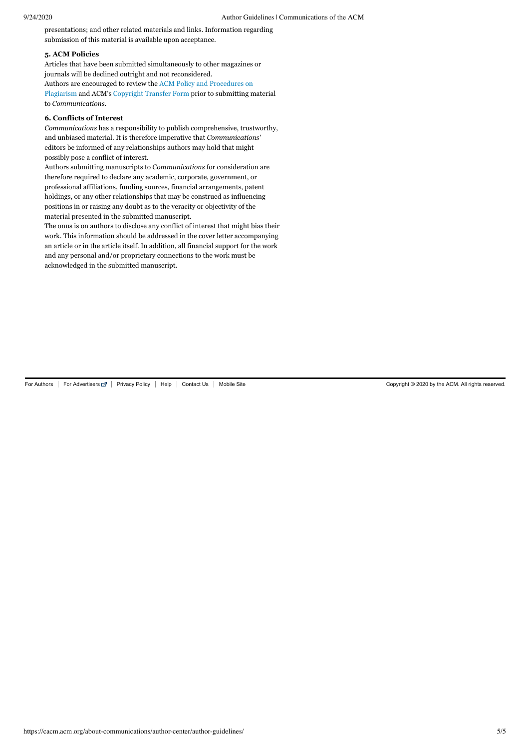presentations; and other related materials and links. Information regarding submission of this material is available upon acceptance.

### 5. ACM Policies

Articles that have been submitted simultaneously to other magazines or journals will be declined outright and not reconsidered.

Authors are encouraged to review the ACM Policy and Procedures on Plagiarism and ACM's Copyright Transfer Form prior to submitting material to *Communications*.

### 6. Conflicts of Interest

*Communications* has a responsibility to publish comprehensive, trustworthy, and unbiased material. It is therefore imperative that *Communications'* editors be informed of any relationships authors may hold that might possibly pose a conflict of interest.

Authors submitting manuscripts to *Communications* for consideration are therefore required to declare any academic, corporate, government, or professional affiliations, funding sources, financial arrangements, patent holdings, or any other relationships that may be construed as influencing positions in or raising any doubt as to the veracity or objectivity of the material presented in the submitted manuscript.

The onus is on authors to disclose any conflict of interest that might bias their work. This information should be addressed in the cover letter accompanying an article or in the article itself. In addition, all financial support for the work and any personal and/or proprietary connections to the work must be acknowledged in the submitted manuscript.

For Authors | For Advertisers | Privacy Policy | Help | Contact Us | Mobile Site

Copyright © 2020 by the ACM. All rights reserved.